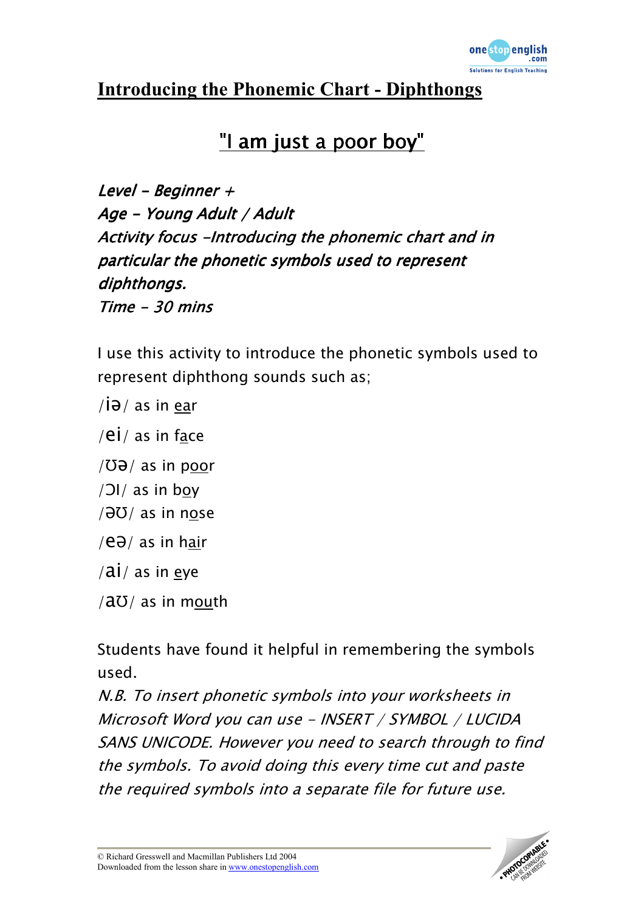# Introducing the Phonemic Chart - Diphthongs

## "I am just a poor boy"

*Level - Beginner +*
*Age - Young Adult / Adult*
*Activity focus -Introducing the phonemic chart and in particular the phonetic symbols used to represent diphthongs.*
*Time - 30 mins*

I use this activity to introduce the phonetic symbols used to represent diphthong sounds such as;

/iə/ as in <u>ea</u>r

/ei/ as in f<u>a</u>ce

/ʊə/ as in p<u>oo</u>r

/ɔɪ/ as in b<u>o</u>y

/əʊ/ as in n<u>o</u>se

/eə/ as in h<u>ai</u>r

/ai/ as in <u>e</u>ye

/aʊ/ as in m<u>ou</u>th

Students have found it helpful in remembering the symbols used.

*N.B. To insert phonetic symbols into your worksheets in Microsoft Word you can use - INSERT / SYMBOL / LUCIDA SANS UNICODE. However you need to search through to find the symbols. To avoid doing this every time cut and paste the required symbols into a separate file for future use.*

© Richard Gresswell and Macmillan Publishers Ltd 2004
Downloaded from the lesson share in www.onestopenglish.com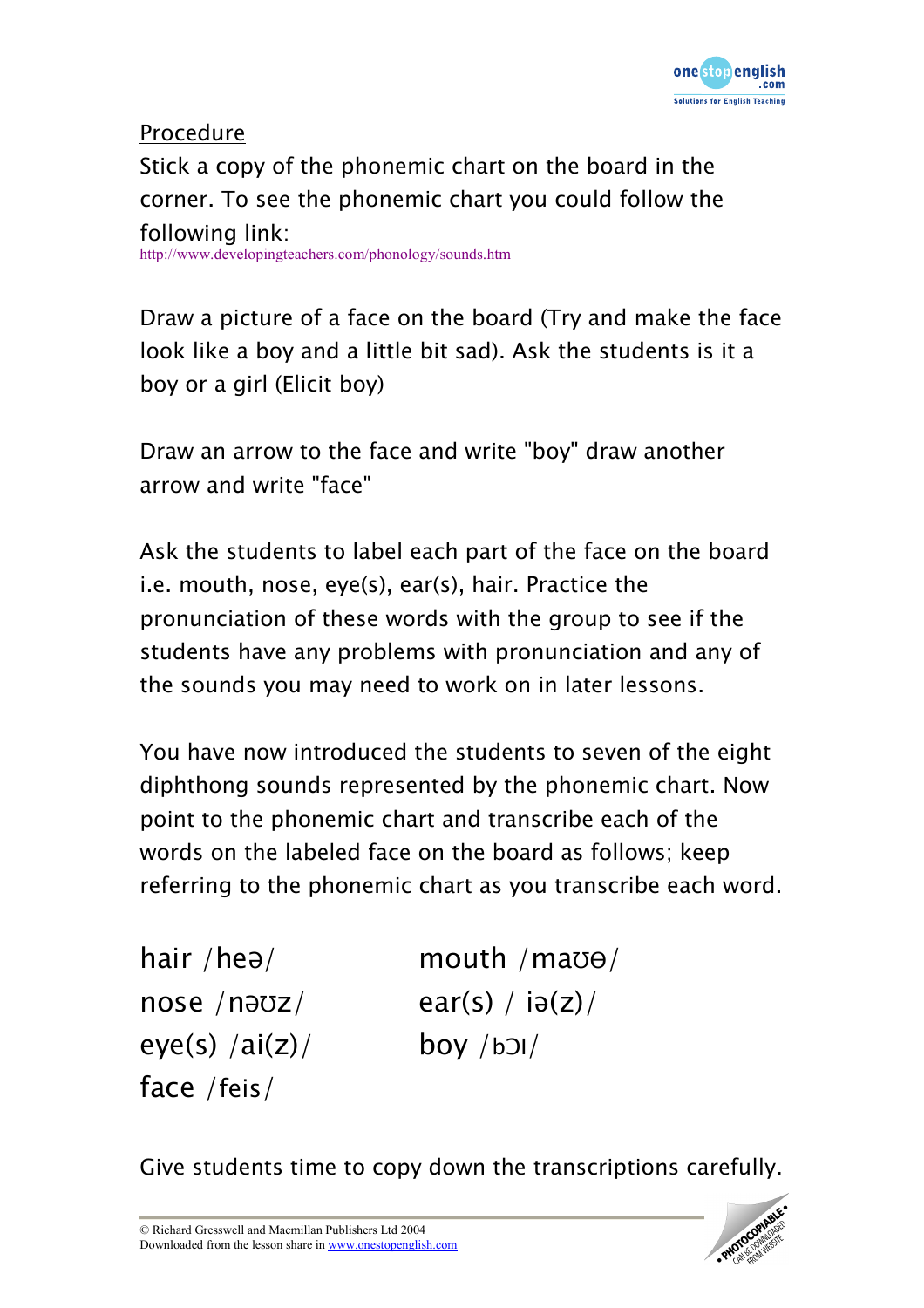Procedure

Stick a copy of the phonemic chart on the board in the corner. To see the phonemic chart you could follow the following link:
http://www.developingteachers.com/phonology/sounds.htm

Draw a picture of a face on the board (Try and make the face look like a boy and a little bit sad). Ask the students is it a boy or a girl (Elicit boy)

Draw an arrow to the face and write "boy" draw another arrow and write "face"

Ask the students to label each part of the face on the board i.e. mouth, nose, eye(s), ear(s), hair. Practice the pronunciation of these words with the group to see if the students have any problems with pronunciation and any of the sounds you may need to work on in later lessons.

You have now introduced the students to seven of the eight diphthong sounds represented by the phonemic chart. Now point to the phonemic chart and transcribe each of the words on the labeled face on the board as follows; keep referring to the phonemic chart as you transcribe each word.

hair /heə/
nose /nəʊz/
eye(s) /ai(z)/
face /feis/
mouth /maʊθ/
ear(s) / iə(z)/
boy /bɔɪ/

Give students time to copy down the transcriptions carefully.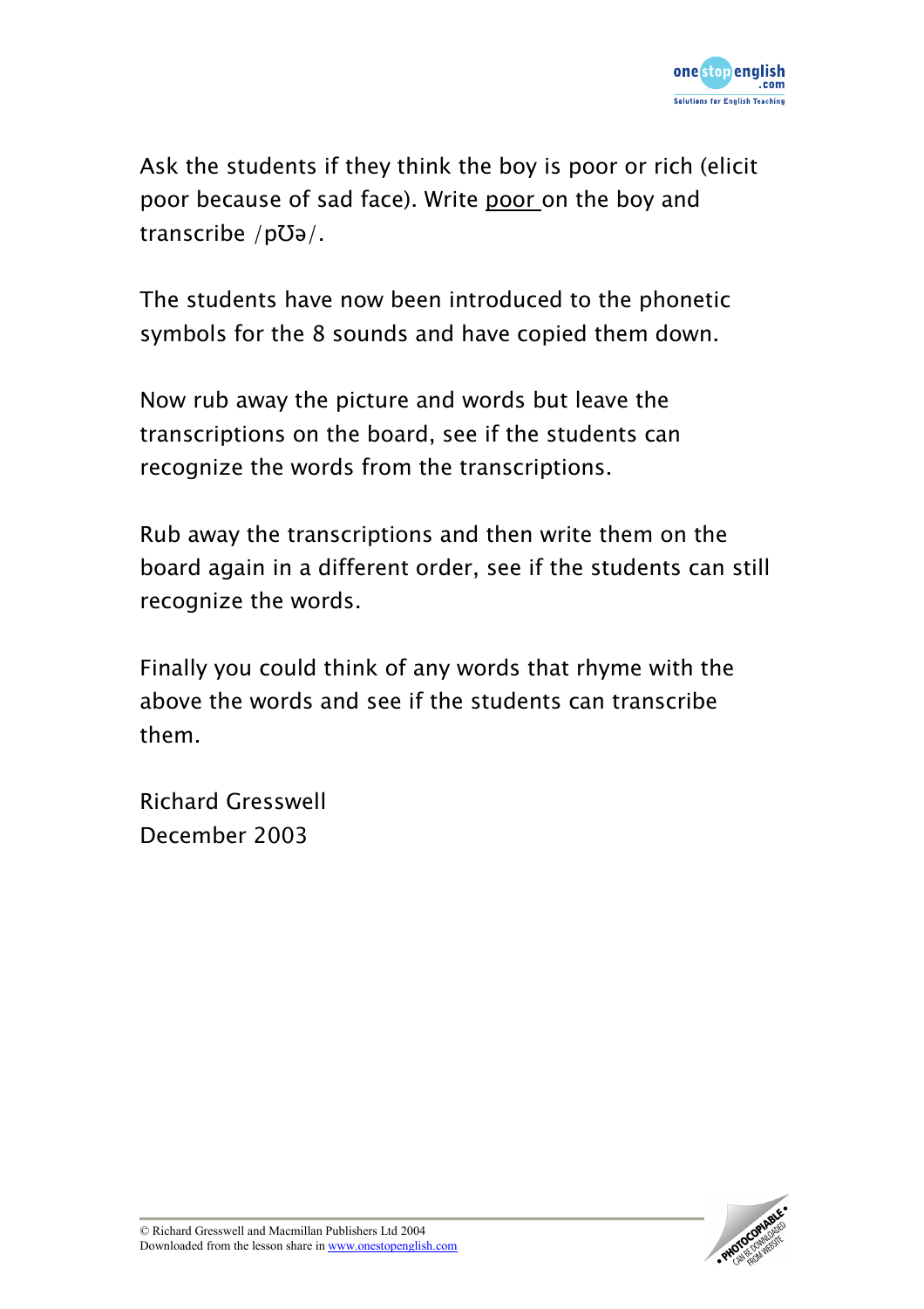Ask the students if they think the boy is poor or rich (elicit poor because of sad face). Write poor on the boy and transcribe /pƱə/.

The students have now been introduced to the phonetic symbols for the 8 sounds and have copied them down.

Now rub away the picture and words but leave the transcriptions on the board, see if the students can recognize the words from the transcriptions.

Rub away the transcriptions and then write them on the board again in a different order, see if the students can still recognize the words.

Finally you could think of any words that rhyme with the above the words and see if the students can transcribe them.

Richard Gresswell
December 2003

© Richard Gresswell and Macmillan Publishers Ltd 2004
Downloaded from the lesson share in www.onestopenglish.com